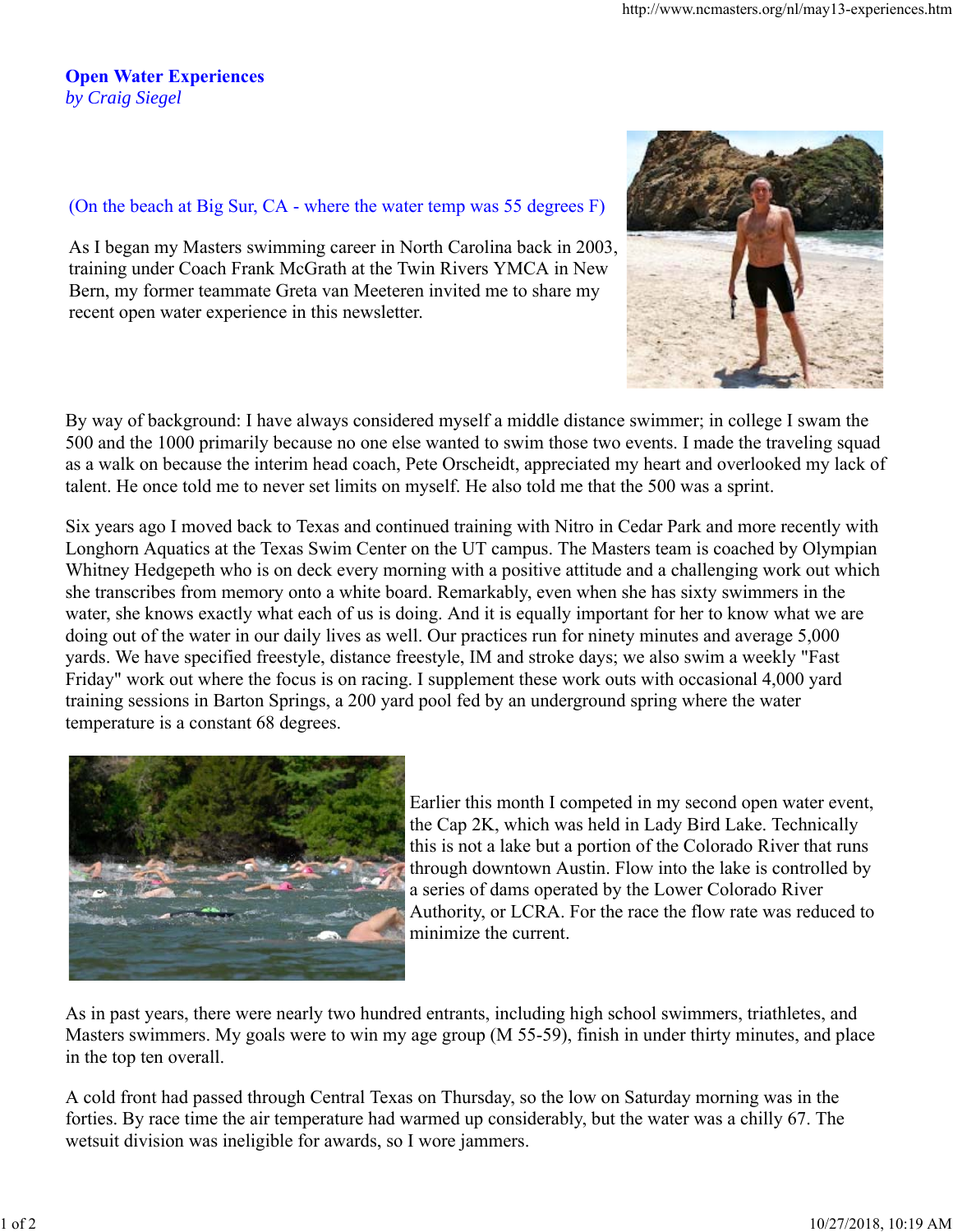# Open Water Experiences

*by Craig Siegel*

(On the beach at Big Sur, CA - where the water temp was 55 degrees F)

As I began my Masters swimming career in North Carolina back in 2003, training under Coach Frank McGrath at the Twin Rivers YMCA in New Bern, my former teammate Greta van Meeteren invited me to share my recent open water experience in this newsletter.

By way of background: I have always considered myself a middle distance swimmer; in college I swam the 500 and the 1000 primarily because no one else wanted to swim those two events. I made the traveling squad as a walk on because the interim head coach, Pete Orscheidt, appreciated my heart and overlooked my lack of talent. He once told me to never set limits on myself. He also told me that the 500 was a sprint.

Six years ago I moved back to Texas and continued training with Nitro in Cedar Park and more recently with Longhorn Aquatics at the Texas Swim Center on the UT campus. The Masters team is coached by Olympian Whitney Hedgepeth who is on deck every morning with a positive attitude and a challenging work out which she transcribes from memory onto a white board. Remarkably, even when she has sixty swimmers in the water, she knows exactly what each of us is doing. And it is equally important for her to know what we are doing out of the water in our daily lives as well. Our practices run for ninety minutes and average 5,000 yards. We have specified freestyle, distance freestyle, IM and stroke days; we also swim a weekly "Fast Friday" work out where the focus is on racing. I supplement these work outs with occasional 4,000 yard training sessions in Barton Springs, a 200 yard pool fed by an underground spring where the water temperature is a constant 68 degrees.

Earlier this month I competed in my second open water event, the Cap 2K, which was held in Lady Bird Lake. Technically this is not a lake but a portion of the Colorado River that runs through downtown Austin. Flow into the lake is controlled by a series of dams operated by the Lower Colorado River Authority, or LCRA. For the race the flow rate was reduced to minimize the current.

As in past years, there were nearly two hundred entrants, including high school swimmers, triathletes, and Masters swimmers. My goals were to win my age group (M 55-59), finish in under thirty minutes, and place in the top ten overall.

A cold front had passed through Central Texas on Thursday, so the low on Saturday morning was in the forties. By race time the air temperature had warmed up considerably, but the water was a chilly 67. The wetsuit division was ineligible for awards, so I wore jammers.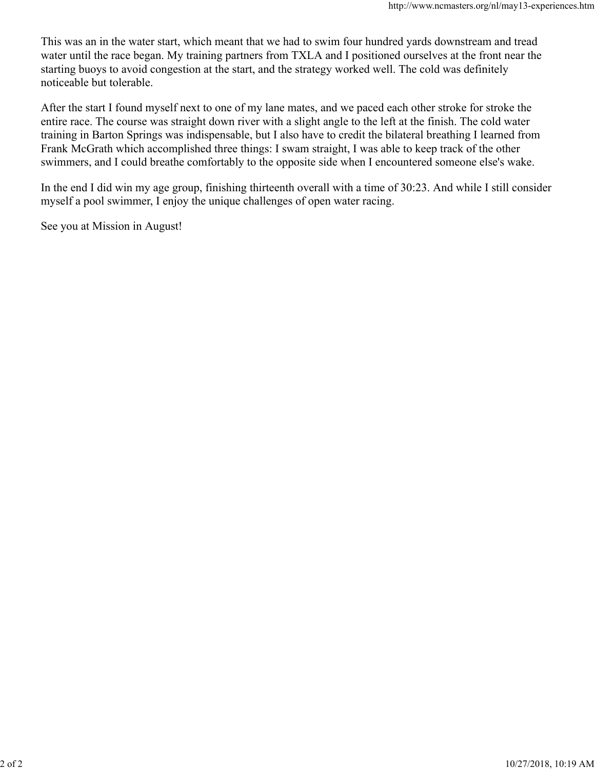This was an in the water start, which meant that we had to swim four hundred yards downstream and tread water until the race began. My training partners from TXLA and I positioned ourselves at the front near the starting buoys to avoid congestion at the start, and the strategy worked well. The cold was definitely noticeable but tolerable.

After the start I found myself next to one of my lane mates, and we paced each other stroke for stroke the entire race. The course was straight down river with a slight angle to the left at the finish. The cold water training in Barton Springs was indispensable, but I also have to credit the bilateral breathing I learned from Frank McGrath which accomplished three things: I swam straight, I was able to keep track of the other swimmers, and I could breathe comfortably to the opposite side when I encountered someone else's wake.

In the end I did win my age group, finishing thirteenth overall with a time of 30:23. And while I still consider myself a pool swimmer, I enjoy the unique challenges of open water racing.

See you at Mission in August!